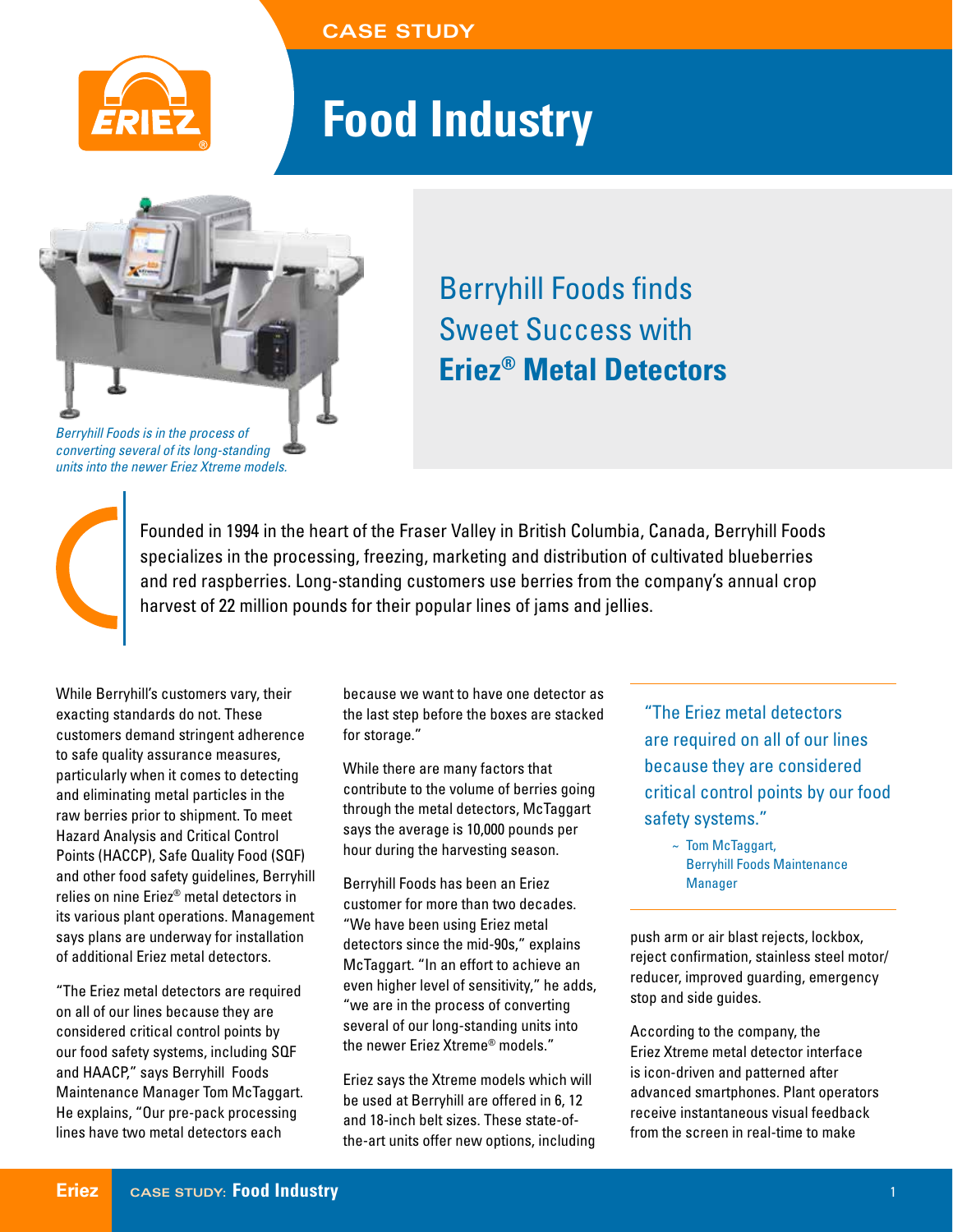CASE STUDY

# Food Industry

*Berryhill Foods is in the process of converting several of its long-standing units into the newer Eriez Xtreme models.*

## Berryhill Foods finds Sweet Success with **Eriez® Metal Detectors**

Founded in 1994 in the heart of the Fraser Valley in British Columbia, Canada, Berryhill Foods specializes in the processing, freezing, marketing and distribution of cultivated blueberries and red raspberries. Long-standing customers use berries from the company's annual crop harvest of 22 million pounds for their popular lines of jams and jellies.

While Berryhill's customers vary, their exacting standards do not. These customers demand stringent adherence to safe quality assurance measures, particularly when it comes to detecting and eliminating metal particles in the raw berries prior to shipment. To meet Hazard Analysis and Critical Control Points (HACCP), Safe Quality Food (SQF) and other food safety guidelines, Berryhill relies on nine Eriez® metal detectors in its various plant operations. Management says plans are underway for installation of additional Eriez metal detectors.

"The Eriez metal detectors are required on all of our lines because they are considered critical control points by our food safety systems, including SQF and HAACP," says Berryhill Foods Maintenance Manager Tom McTaggart. He explains, "Our pre-pack processing lines have two metal detectors each because we want to have one detector as the last step before the boxes are stacked for storage."

While there are many factors that contribute to the volume of berries going through the metal detectors, McTaggart says the average is 10,000 pounds per hour during the harvesting season.

Berryhill Foods has been an Eriez customer for more than two decades. "We have been using Eriez metal detectors since the mid-90s," explains McTaggart. "In an effort to achieve an even higher level of sensitivity," he adds, "we are in the process of converting several of our long-standing units into the newer Eriez Xtreme® models."

Eriez says the Xtreme models which will be used at Berryhill are offered in 6, 12 and 18-inch belt sizes. These state-of-the-art units offer new options, including push arm or air blast rejects, lockbox, reject confirmation, stainless steel motor/reducer, improved guarding, emergency stop and side guides.

> "The Eriez metal detectors are required on all of our lines because they are considered critical control points by our food safety systems."
>
> ~ Tom McTaggart, Berryhill Foods Maintenance Manager

According to the company, the Eriez Xtreme metal detector interface is icon-driven and patterned after advanced smartphones. Plant operators receive instantaneous visual feedback from the screen in real-time to make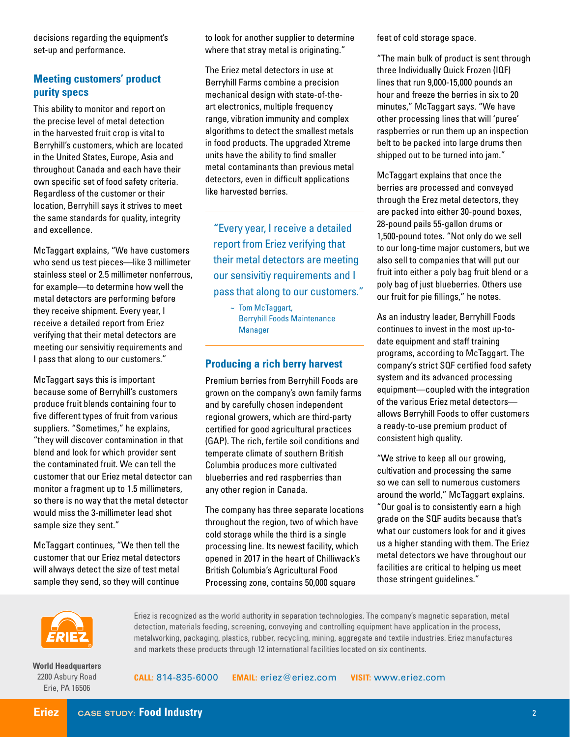decisions regarding the equipment's set-up and performance.

## Meeting customers' product purity specs

This ability to monitor and report on the precise level of metal detection in the harvested fruit crop is vital to Berryhill's customers, which are located in the United States, Europe, Asia and throughout Canada and each have their own specific set of food safety criteria. Regardless of the customer or their location, Berryhill says it strives to meet the same standards for quality, integrity and excellence.

McTaggart explains, "We have customers who send us test pieces—like 3 millimeter stainless steel or 2.5 millimeter nonferrous, for example—to determine how well the metal detectors are performing before they receive shipment. Every year, I receive a detailed report from Eriez verifying that their metal detectors are meeting our sensivitiy requirements and I pass that along to our customers."

McTaggart says this is important because some of Berryhill's customers produce fruit blends containing four to five different types of fruit from various suppliers. "Sometimes," he explains, "they will discover contamination in that blend and look for which provider sent the contaminated fruit. We can tell the customer that our Eriez metal detector can monitor a fragment up to 1.5 millimeters, so there is no way that the metal detector would miss the 3-millimeter lead shot sample size they sent."

McTaggart continues, "We then tell the customer that our Eriez metal detectors will always detect the size of test metal sample they send, so they will continue to look for another supplier to determine where that stray metal is originating."

The Eriez metal detectors in use at Berryhill Farms combine a precision mechanical design with state-of-the-art electronics, multiple frequency range, vibration immunity and complex algorithms to detect the smallest metals in food products. The upgraded Xtreme units have the ability to find smaller metal contaminants than previous metal detectors, even in difficult applications like harvested berries.

> "Every year, I receive a detailed report from Eriez verifying that their metal detectors are meeting our sensivitiy requirements and I pass that along to our customers."
>
> ~ Tom McTaggart, Berryhill Foods Maintenance Manager

## Producing a rich berry harvest

Premium berries from Berryhill Foods are grown on the company's own family farms and by carefully chosen independent regional growers, which are third-party certified for good agricultural practices (GAP). The rich, fertile soil conditions and temperate climate of southern British Columbia produces more cultivated blueberries and red raspberries than any other region in Canada.

The company has three separate locations throughout the region, two of which have cold storage while the third is a single processing line. Its newest facility, which opened in 2017 in the heart of Chilliwack's British Columbia's Agricultural Food Processing zone, contains 50,000 square feet of cold storage space.

"The main bulk of product is sent through three Individually Quick Frozen (IQF) lines that run 9,000-15,000 pounds an hour and freeze the berries in six to 20 minutes," McTaggart says. "We have other processing lines that will 'puree' raspberries or run them up an inspection belt to be packed into large drums then shipped out to be turned into jam."

McTaggart explains that once the berries are processed and conveyed through the Erez metal detectors, they are packed into either 30-pound boxes, 28-pound pails 55-gallon drums or 1,500-pound totes. "Not only do we sell to our long-time major customers, but we also sell to companies that will put our fruit into either a poly bag fruit blend or a poly bag of just blueberries. Others use our fruit for pie fillings," he notes.

As an industry leader, Berryhill Foods continues to invest in the most up-to-date equipment and staff training programs, according to McTaggart. The company's strict SQF certified food safety system and its advanced processing equipment—coupled with the integration of the various Eriez metal detectors—allows Berryhill Foods to offer customers a ready-to-use premium product of consistent high quality.

"We strive to keep all our growing, cultivation and processing the same so we can sell to numerous customers around the world," McTaggart explains. "Our goal is to consistently earn a high grade on the SQF audits because that's what our customers look for and it gives us a higher standing with them. The Eriez metal detectors we have throughout our facilities are critical to helping us meet those stringent guidelines."

ERIEZ

Eriez is recognized as the world authority in separation technologies. The company's magnetic separation, metal detection, materials feeding, screening, conveying and controlling equipment have application in the process, metalworking, packaging, plastics, rubber, recycling, mining, aggregate and textile industries. Eriez manufactures and markets these products through 12 international facilities located on six continents.

**World Headquarters**
2200 Asbury Road
Erie, PA 16506

**CALL:** 814-835-6000 **EMAIL:** eriez@eriez.com **VISIT:** www.eriez.com